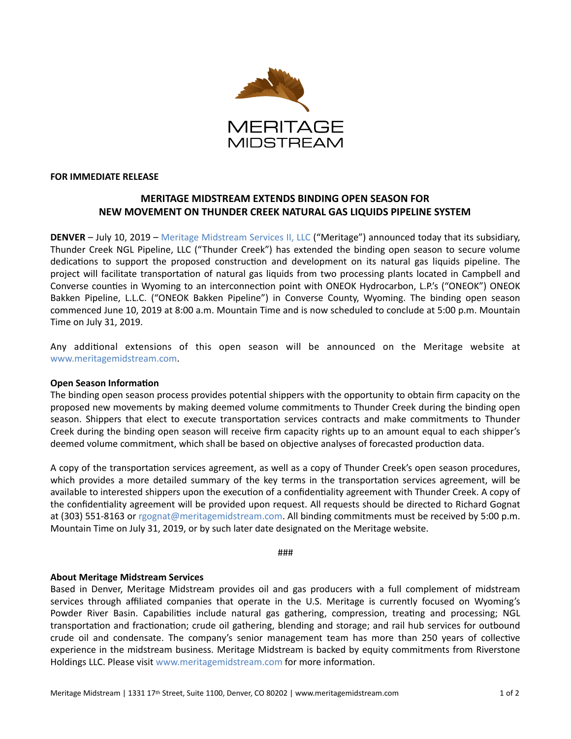MERITAGE MIDSTREAM

**FOR IMMEDIATE RELEASE**

# MERITAGE MIDSTREAM EXTENDS BINDING OPEN SEASON FOR NEW MOVEMENT ON THUNDER CREEK NATURAL GAS LIQUIDS PIPELINE SYSTEM

**DENVER** – July 10, 2019 – Meritage Midstream Services II, LLC ("Meritage") announced today that its subsidiary, Thunder Creek NGL Pipeline, LLC ("Thunder Creek") has extended the binding open season to secure volume dedications to support the proposed construction and development on its natural gas liquids pipeline. The project will facilitate transportation of natural gas liquids from two processing plants located in Campbell and Converse counties in Wyoming to an interconnection point with ONEOK Hydrocarbon, L.P.'s ("ONEOK") ONEOK Bakken Pipeline, L.L.C. ("ONEOK Bakken Pipeline") in Converse County, Wyoming. The binding open season commenced June 10, 2019 at 8:00 a.m. Mountain Time and is now scheduled to conclude at 5:00 p.m. Mountain Time on July 31, 2019.

Any additional extensions of this open season will be announced on the Meritage website at www.meritagemidstream.com.

**Open Season Information**

The binding open season process provides potential shippers with the opportunity to obtain firm capacity on the proposed new movements by making deemed volume commitments to Thunder Creek during the binding open season. Shippers that elect to execute transportation services contracts and make commitments to Thunder Creek during the binding open season will receive firm capacity rights up to an amount equal to each shipper's deemed volume commitment, which shall be based on objective analyses of forecasted production data.

A copy of the transportation services agreement, as well as a copy of Thunder Creek's open season procedures, which provides a more detailed summary of the key terms in the transportation services agreement, will be available to interested shippers upon the execution of a confidentiality agreement with Thunder Creek. A copy of the confidentiality agreement will be provided upon request. All requests should be directed to Richard Gognat at (303) 551-8163 or rgognat@meritagemidstream.com. All binding commitments must be received by 5:00 p.m. Mountain Time on July 31, 2019, or by such later date designated on the Meritage website.

###

**About Meritage Midstream Services**

Based in Denver, Meritage Midstream provides oil and gas producers with a full complement of midstream services through affiliated companies that operate in the U.S. Meritage is currently focused on Wyoming's Powder River Basin. Capabilities include natural gas gathering, compression, treating and processing; NGL transportation and fractionation; crude oil gathering, blending and storage; and rail hub services for outbound crude oil and condensate. The company's senior management team has more than 250 years of collective experience in the midstream business. Meritage Midstream is backed by equity commitments from Riverstone Holdings LLC. Please visit www.meritagemidstream.com for more information.

Meritage Midstream | 1331 17th Street, Suite 1100, Denver, CO 80202 | www.meritagemidstream.com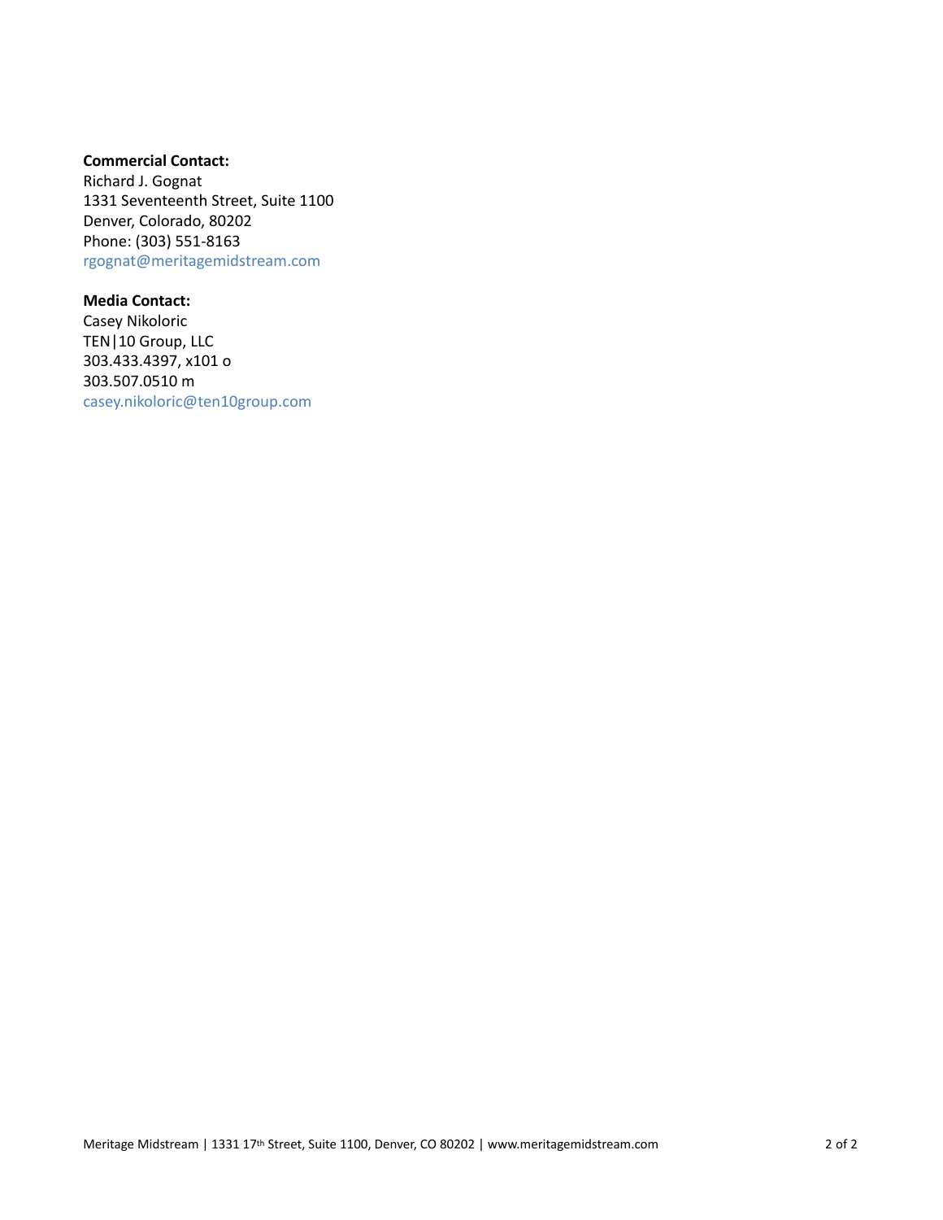**Commercial Contact:**
Richard J. Gognat
1331 Seventeenth Street, Suite 1100
Denver, Colorado, 80202
Phone: (303) 551-8163
rgognat@meritagemidstream.com

**Media Contact:**
Casey Nikoloric
TEN|10 Group, LLC
303.433.4397, x101 o
303.507.0510 m
casey.nikoloric@ten10group.com